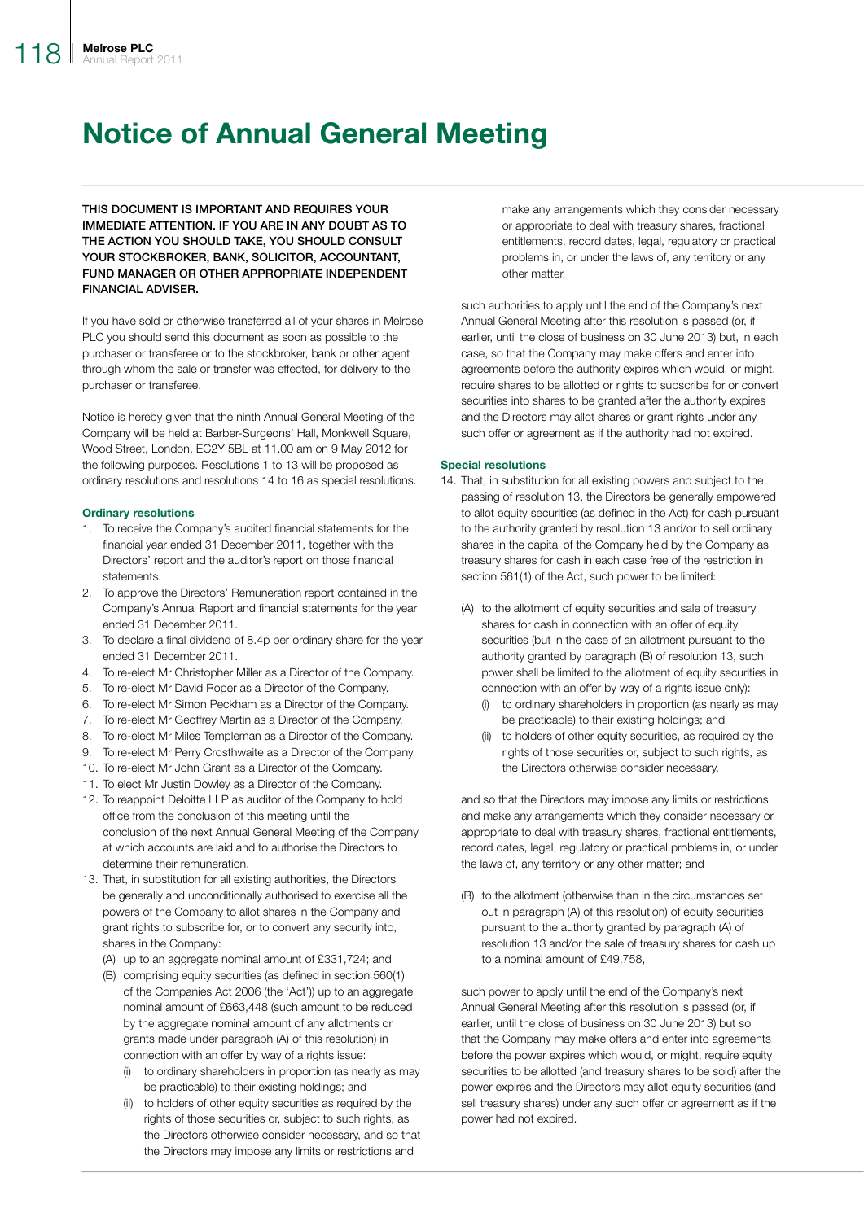# Notice of Annual General Meeting

**THIS DOCUMENT IS IMPORTANT AND REQUIRES YOUR IMMEDIATE ATTENTION. IF YOU ARE IN ANY DOUBT AS TO THE ACTION YOU SHOULD TAKE, YOU SHOULD CONSULT YOUR STOCKBROKER, BANK, SOLICITOR, ACCOUNTANT, FUND MANAGER OR OTHER APPROPRIATE INDEPENDENT FINANCIAL ADVISER.**

If you have sold or otherwise transferred all of your shares in Melrose PLC you should send this document as soon as possible to the purchaser or transferee or to the stockbroker, bank or other agent through whom the sale or transfer was effected, for delivery to the purchaser or transferee.

Notice is hereby given that the ninth Annual General Meeting of the Company will be held at Barber-Surgeons' Hall, Monkwell Square, Wood Street, London, EC2Y 5BL at 11.00 am on 9 May 2012 for the following purposes. Resolutions 1 to 13 will be proposed as ordinary resolutions and resolutions 14 to 16 as special resolutions.

### Ordinary resolutions

1. To receive the Company's audited financial statements for the financial year ended 31 December 2011, together with the Directors' report and the auditor's report on those financial statements.
2. To approve the Directors' Remuneration report contained in the Company's Annual Report and financial statements for the year ended 31 December 2011.
3. To declare a final dividend of 8.4p per ordinary share for the year ended 31 December 2011.
4. To re-elect Mr Christopher Miller as a Director of the Company.
5. To re-elect Mr David Roper as a Director of the Company.
6. To re-elect Mr Simon Peckham as a Director of the Company.
7. To re-elect Mr Geoffrey Martin as a Director of the Company.
8. To re-elect Mr Miles Templeman as a Director of the Company.
9. To re-elect Mr Perry Crosthwaite as a Director of the Company.
10. To re-elect Mr John Grant as a Director of the Company.
11. To elect Mr Justin Dowley as a Director of the Company.
12. To reappoint Deloitte LLP as auditor of the Company to hold office from the conclusion of this meeting until the conclusion of the next Annual General Meeting of the Company at which accounts are laid and to authorise the Directors to determine their remuneration.
13. That, in substitution for all existing authorities, the Directors be generally and unconditionally authorised to exercise all the powers of the Company to allot shares in the Company and grant rights to subscribe for, or to convert any security into, shares in the Company:
    (A) up to an aggregate nominal amount of £331,724; and
    (B) comprising equity securities (as defined in section 560(1) of the Companies Act 2006 (the 'Act')) up to an aggregate nominal amount of £663,448 (such amount to be reduced by the aggregate nominal amount of any allotments or grants made under paragraph (A) of this resolution) in connection with an offer by way of a rights issue:
        (i) to ordinary shareholders in proportion (as nearly as may be practicable) to their existing holdings; and
        (ii) to holders of other equity securities as required by the rights of those securities or, subject to such rights, as the Directors otherwise consider necessary, and so that the Directors may impose any limits or restrictions and make any arrangements which they consider necessary or appropriate to deal with treasury shares, fractional entitlements, record dates, legal, regulatory or practical problems in, or under the laws of, any territory or any other matter,

    such authorities to apply until the end of the Company's next Annual General Meeting after this resolution is passed (or, if earlier, until the close of business on 30 June 2013) but, in each case, so that the Company may make offers and enter into agreements before the authority expires which would, or might, require shares to be allotted or rights to subscribe for or convert securities into shares to be granted after the authority expires and the Directors may allot shares or grant rights under any such offer or agreement as if the authority had not expired.

### Special resolutions

14. That, in substitution for all existing powers and subject to the passing of resolution 13, the Directors be generally empowered to allot equity securities (as defined in the Act) for cash pursuant to the authority granted by resolution 13 and/or to sell ordinary shares in the capital of the Company held by the Company as treasury shares for cash in each case free of the restriction in section 561(1) of the Act, such power to be limited:
    (A) to the allotment of equity securities and sale of treasury shares for cash in connection with an offer of equity securities (but in the case of an allotment pursuant to the authority granted by paragraph (B) of resolution 13, such power shall be limited to the allotment of equity securities in connection with an offer by way of a rights issue only):
        (i) to ordinary shareholders in proportion (as nearly as may be practicable) to their existing holdings; and
        (ii) to holders of other equity securities, as required by the rights of those securities or, subject to such rights, as the Directors otherwise consider necessary,

    and so that the Directors may impose any limits or restrictions and make any arrangements which they consider necessary or appropriate to deal with treasury shares, fractional entitlements, record dates, legal, regulatory or practical problems in, or under the laws of, any territory or any other matter; and

    (B) to the allotment (otherwise than in the circumstances set out in paragraph (A) of this resolution) of equity securities pursuant to the authority granted by paragraph (A) of resolution 13 and/or the sale of treasury shares for cash up to a nominal amount of £49,758,

    such power to apply until the end of the Company's next Annual General Meeting after this resolution is passed (or, if earlier, until the close of business on 30 June 2013) but so that the Company may make offers and enter into agreements before the power expires which would, or might, require equity securities to be allotted (and treasury shares to be sold) after the power expires and the Directors may allot equity securities (and sell treasury shares) under any such offer or agreement as if the power had not expired.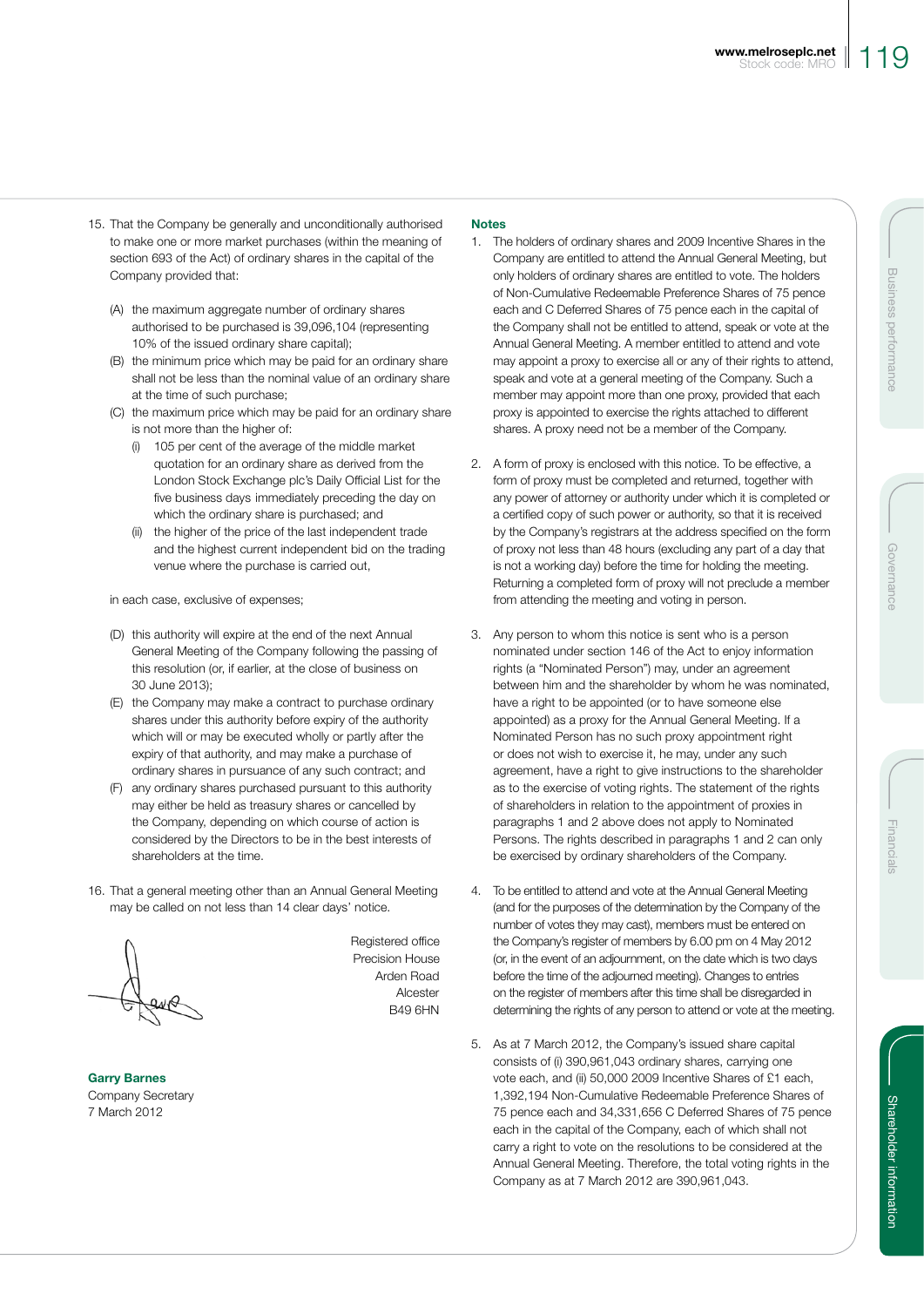15. That the Company be generally and unconditionally authorised to make one or more market purchases (within the meaning of section 693 of the Act) of ordinary shares in the capital of the Company provided that:

    (A) the maximum aggregate number of ordinary shares authorised to be purchased is 39,096,104 (representing 10% of the issued ordinary share capital);

    (B) the minimum price which may be paid for an ordinary share shall not be less than the nominal value of an ordinary share at the time of such purchase;

    (C) the maximum price which may be paid for an ordinary share is not more than the higher of:

        (i) 105 per cent of the average of the middle market quotation for an ordinary share as derived from the London Stock Exchange plc's Daily Official List for the five business days immediately preceding the day on which the ordinary share is purchased; and

        (ii) the higher of the price of the last independent trade and the highest current independent bid on the trading venue where the purchase is carried out,

    in each case, exclusive of expenses;

    (D) this authority will expire at the end of the next Annual General Meeting of the Company following the passing of this resolution (or, if earlier, at the close of business on 30 June 2013);

    (E) the Company may make a contract to purchase ordinary shares under this authority before expiry of the authority which will or may be executed wholly or partly after the expiry of that authority, and may make a purchase of ordinary shares in pursuance of any such contract; and

    (F) any ordinary shares purchased pursuant to this authority may either be held as treasury shares or cancelled by the Company, depending on which course of action is considered by the Directors to be in the best interests of shareholders at the time.

16. That a general meeting other than an Annual General Meeting may be called on not less than 14 clear days' notice.

Registered office
Precision House
Arden Road
Alcester
B49 6HN

**Garry Barnes**
Company Secretary
7 March 2012

**Notes**

1. The holders of ordinary shares and 2009 Incentive Shares in the Company are entitled to attend the Annual General Meeting, but only holders of ordinary shares are entitled to vote. The holders of Non-Cumulative Redeemable Preference Shares of 75 pence each and C Deferred Shares of 75 pence each in the capital of the Company shall not be entitled to attend, speak or vote at the Annual General Meeting. A member entitled to attend and vote may appoint a proxy to exercise all or any of their rights to attend, speak and vote at a general meeting of the Company. Such a member may appoint more than one proxy, provided that each proxy is appointed to exercise the rights attached to different shares. A proxy need not be a member of the Company.

2. A form of proxy is enclosed with this notice. To be effective, a form of proxy must be completed and returned, together with any power of attorney or authority under which it is completed or a certified copy of such power or authority, so that it is received by the Company's registrars at the address specified on the form of proxy not less than 48 hours (excluding any part of a day that is not a working day) before the time for holding the meeting. Returning a completed form of proxy will not preclude a member from attending the meeting and voting in person.

3. Any person to whom this notice is sent who is a person nominated under section 146 of the Act to enjoy information rights (a "Nominated Person") may, under an agreement between him and the shareholder by whom he was nominated, have a right to be appointed (or to have someone else appointed) as a proxy for the Annual General Meeting. If a Nominated Person has no such proxy appointment right or does not wish to exercise it, he may, under any such agreement, have a right to give instructions to the shareholder as to the exercise of voting rights. The statement of the rights of shareholders in relation to the appointment of proxies in paragraphs 1 and 2 above does not apply to Nominated Persons. The rights described in paragraphs 1 and 2 can only be exercised by ordinary shareholders of the Company.

4. To be entitled to attend and vote at the Annual General Meeting (and for the purposes of the determination by the Company of the number of votes they may cast), members must be entered on the Company's register of members by 6.00 pm on 4 May 2012 (or, in the event of an adjournment, on the date which is two days before the time of the adjourned meeting). Changes to entries on the register of members after this time shall be disregarded in determining the rights of any person to attend or vote at the meeting.

5. As at 7 March 2012, the Company's issued share capital consists of (i) 390,961,043 ordinary shares, carrying one vote each, and (ii) 50,000 2009 Incentive Shares of £1 each, 1,392,194 Non-Cumulative Redeemable Preference Shares of 75 pence each and 34,331,656 C Deferred Shares of 75 pence each in the capital of the Company, each of which shall not carry a right to vote on the resolutions to be considered at the Annual General Meeting. Therefore, the total voting rights in the Company as at 7 March 2012 are 390,961,043.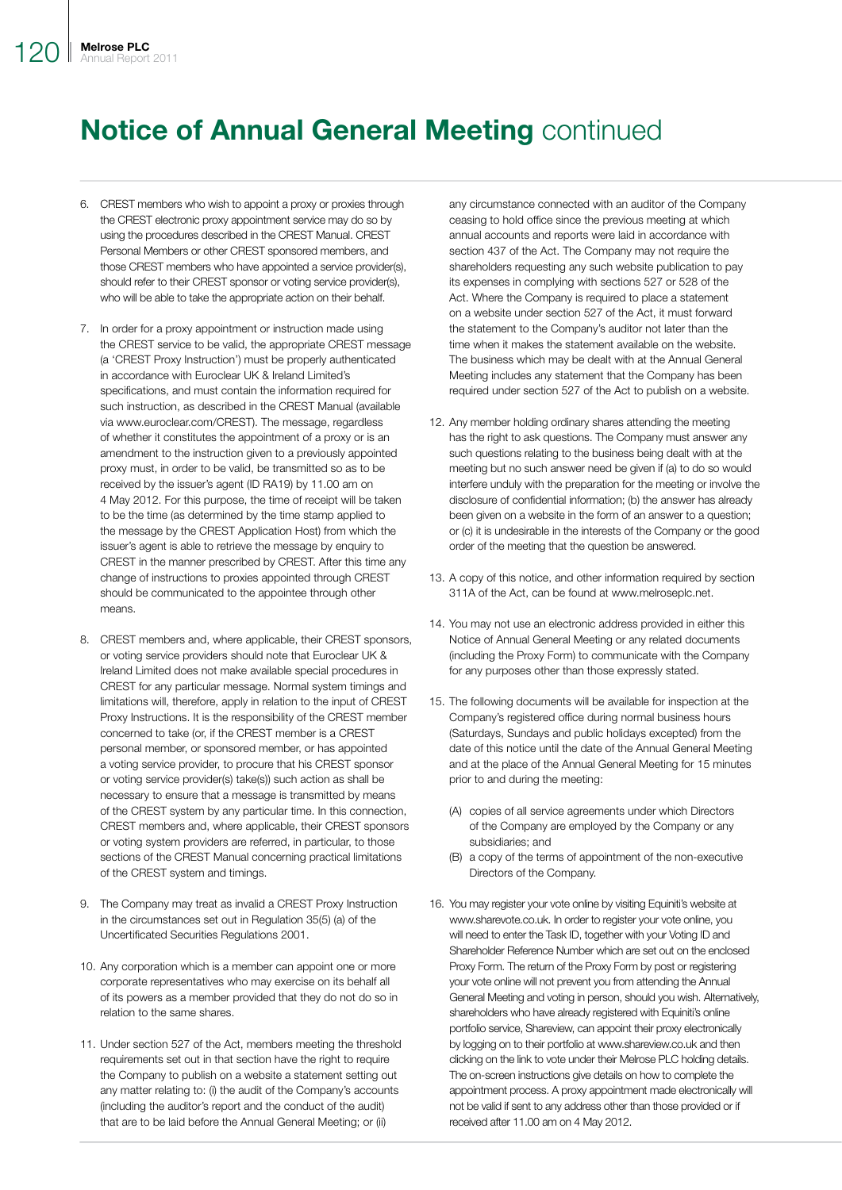# **Notice of Annual General Meeting** continued

6. CREST members who wish to appoint a proxy or proxies through the CREST electronic proxy appointment service may do so by using the procedures described in the CREST Manual. CREST Personal Members or other CREST sponsored members, and those CREST members who have appointed a service provider(s), should refer to their CREST sponsor or voting service provider(s), who will be able to take the appropriate action on their behalf.

7. In order for a proxy appointment or instruction made using the CREST service to be valid, the appropriate CREST message (a 'CREST Proxy Instruction') must be properly authenticated in accordance with Euroclear UK & Ireland Limited's specifications, and must contain the information required for such instruction, as described in the CREST Manual (available via www.euroclear.com/CREST). The message, regardless of whether it constitutes the appointment of a proxy or is an amendment to the instruction given to a previously appointed proxy must, in order to be valid, be transmitted so as to be received by the issuer's agent (ID RA19) by 11.00 am on 4 May 2012. For this purpose, the time of receipt will be taken to be the time (as determined by the time stamp applied to the message by the CREST Application Host) from which the issuer's agent is able to retrieve the message by enquiry to CREST in the manner prescribed by CREST. After this time any change of instructions to proxies appointed through CREST should be communicated to the appointee through other means.

8. CREST members and, where applicable, their CREST sponsors, or voting service providers should note that Euroclear UK & Ireland Limited does not make available special procedures in CREST for any particular message. Normal system timings and limitations will, therefore, apply in relation to the input of CREST Proxy Instructions. It is the responsibility of the CREST member concerned to take (or, if the CREST member is a CREST personal member, or sponsored member, or has appointed a voting service provider, to procure that his CREST sponsor or voting service provider(s) take(s)) such action as shall be necessary to ensure that a message is transmitted by means of the CREST system by any particular time. In this connection, CREST members and, where applicable, their CREST sponsors or voting system providers are referred, in particular, to those sections of the CREST Manual concerning practical limitations of the CREST system and timings.

9. The Company may treat as invalid a CREST Proxy Instruction in the circumstances set out in Regulation 35(5) (a) of the Uncertificated Securities Regulations 2001.

10. Any corporation which is a member can appoint one or more corporate representatives who may exercise on its behalf all of its powers as a member provided that they do not do so in relation to the same shares.

11. Under section 527 of the Act, members meeting the threshold requirements set out in that section have the right to require the Company to publish on a website a statement setting out any matter relating to: (i) the audit of the Company's accounts (including the auditor's report and the conduct of the audit) that are to be laid before the Annual General Meeting; or (ii) any circumstance connected with an auditor of the Company ceasing to hold office since the previous meeting at which annual accounts and reports were laid in accordance with section 437 of the Act. The Company may not require the shareholders requesting any such website publication to pay its expenses in complying with sections 527 or 528 of the Act. Where the Company is required to place a statement on a website under section 527 of the Act, it must forward the statement to the Company's auditor not later than the time when it makes the statement available on the website. The business which may be dealt with at the Annual General Meeting includes any statement that the Company has been required under section 527 of the Act to publish on a website.

12. Any member holding ordinary shares attending the meeting has the right to ask questions. The Company must answer any such questions relating to the business being dealt with at the meeting but no such answer need be given if (a) to do so would interfere unduly with the preparation for the meeting or involve the disclosure of confidential information; (b) the answer has already been given on a website in the form of an answer to a question; or (c) it is undesirable in the interests of the Company or the good order of the meeting that the question be answered.

13. A copy of this notice, and other information required by section 311A of the Act, can be found at www.melroseplc.net.

14. You may not use an electronic address provided in either this Notice of Annual General Meeting or any related documents (including the Proxy Form) to communicate with the Company for any purposes other than those expressly stated.

15. The following documents will be available for inspection at the Company's registered office during normal business hours (Saturdays, Sundays and public holidays excepted) from the date of this notice until the date of the Annual General Meeting and at the place of the Annual General Meeting for 15 minutes prior to and during the meeting:

    (A) copies of all service agreements under which Directors of the Company are employed by the Company or any subsidiaries; and

    (B) a copy of the terms of appointment of the non-executive Directors of the Company.

16. You may register your vote online by visiting Equiniti's website at www.sharevote.co.uk. In order to register your vote online, you will need to enter the Task ID, together with your Voting ID and Shareholder Reference Number which are set out on the enclosed Proxy Form. The return of the Proxy Form by post or registering your vote online will not prevent you from attending the Annual General Meeting and voting in person, should you wish. Alternatively, shareholders who have already registered with Equiniti's online portfolio service, Shareview, can appoint their proxy electronically by logging on to their portfolio at www.shareview.co.uk and then clicking on the link to vote under their Melrose PLC holding details. The on-screen instructions give details on how to complete the appointment process. A proxy appointment made electronically will not be valid if sent to any address other than those provided or if received after 11.00 am on 4 May 2012.